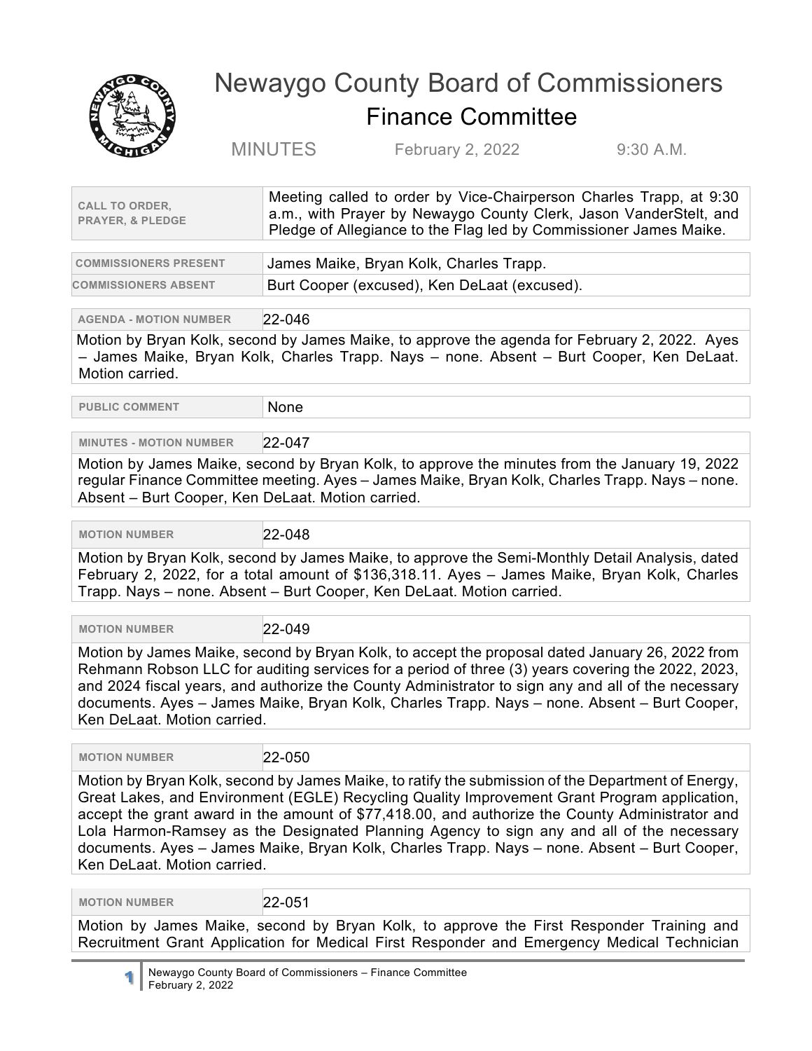# Newaygo County Board of Commissioners

## Finance Committee

MINUTES February 2, 2022 9:30 A.M.

| CALL TO ORDER, PRAYER, & PLEDGE | Meeting called to order by Vice-Chairperson Charles Trapp, at 9:30 a.m., with Prayer by Newaygo County Clerk, Jason VanderStelt, and Pledge of Allegiance to the Flag led by Commissioner James Maike. |
|---|---|

| COMMISSIONERS PRESENT | James Maike, Bryan Kolk, Charles Trapp. |
|---|---|
| COMMISSIONERS ABSENT | Burt Cooper (excused), Ken DeLaat (excused). |

**AGENDA - MOTION NUMBER** 22-046

Motion by Bryan Kolk, second by James Maike, to approve the agenda for February 2, 2022. Ayes – James Maike, Bryan Kolk, Charles Trapp. Nays – none. Absent – Burt Cooper, Ken DeLaat. Motion carried.

**PUBLIC COMMENT** None

**MINUTES - MOTION NUMBER** 22-047

Motion by James Maike, second by Bryan Kolk, to approve the minutes from the January 19, 2022 regular Finance Committee meeting. Ayes – James Maike, Bryan Kolk, Charles Trapp. Nays – none. Absent – Burt Cooper, Ken DeLaat. Motion carried.

**MOTION NUMBER** 22-048

Motion by Bryan Kolk, second by James Maike, to approve the Semi-Monthly Detail Analysis, dated February 2, 2022, for a total amount of $136,318.11. Ayes – James Maike, Bryan Kolk, Charles Trapp. Nays – none. Absent – Burt Cooper, Ken DeLaat. Motion carried.

**MOTION NUMBER** 22-049

Motion by James Maike, second by Bryan Kolk, to accept the proposal dated January 26, 2022 from Rehmann Robson LLC for auditing services for a period of three (3) years covering the 2022, 2023, and 2024 fiscal years, and authorize the County Administrator to sign any and all of the necessary documents. Ayes – James Maike, Bryan Kolk, Charles Trapp. Nays – none. Absent – Burt Cooper, Ken DeLaat. Motion carried.

**MOTION NUMBER** 22-050

Motion by Bryan Kolk, second by James Maike, to ratify the submission of the Department of Energy, Great Lakes, and Environment (EGLE) Recycling Quality Improvement Grant Program application, accept the grant award in the amount of $77,418.00, and authorize the County Administrator and Lola Harmon-Ramsey as the Designated Planning Agency to sign any and all of the necessary documents. Ayes – James Maike, Bryan Kolk, Charles Trapp. Nays – none. Absent – Burt Cooper, Ken DeLaat. Motion carried.

**MOTION NUMBER** 22-051

Motion by James Maike, second by Bryan Kolk, to approve the First Responder Training and Recruitment Grant Application for Medical First Responder and Emergency Medical Technician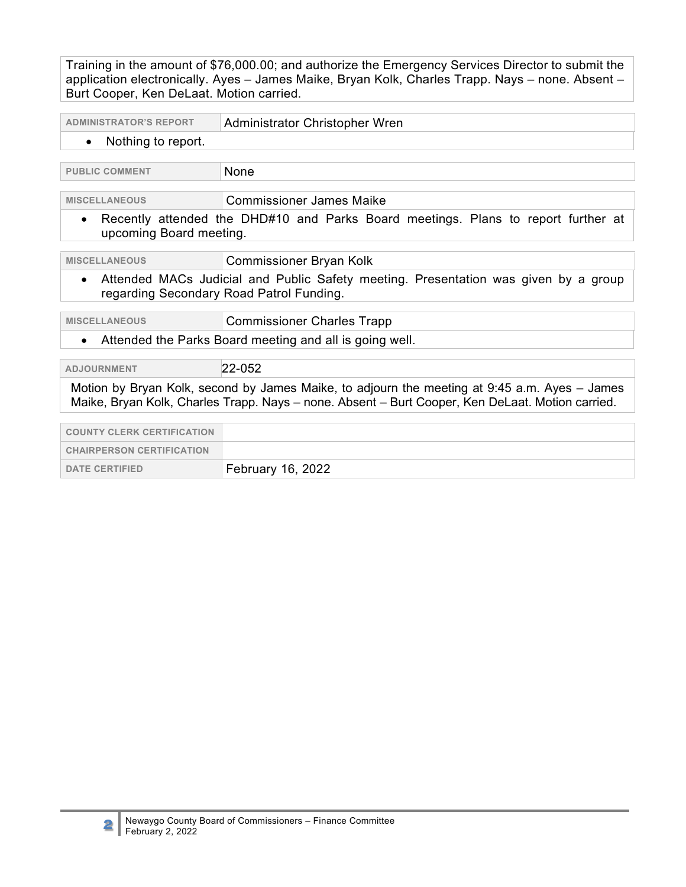Training in the amount of $76,000.00; and authorize the Emergency Services Director to submit the application electronically. Ayes – James Maike, Bryan Kolk, Charles Trapp. Nays – none. Absent – Burt Cooper, Ken DeLaat. Motion carried.

| ADMINISTRATOR'S REPORT | Administrator Christopher Wren |
|---|---|

- Nothing to report.

| PUBLIC COMMENT | None |
|---|---|

| MISCELLANEOUS | Commissioner James Maike |
|---|---|

- Recently attended the DHD#10 and Parks Board meetings. Plans to report further at upcoming Board meeting.

| MISCELLANEOUS | Commissioner Bryan Kolk |
|---|---|

- Attended MACs Judicial and Public Safety meeting. Presentation was given by a group regarding Secondary Road Patrol Funding.

| MISCELLANEOUS | Commissioner Charles Trapp |
|---|---|

- Attended the Parks Board meeting and all is going well.

| ADJOURNMENT | 22-052 |
|---|---|

Motion by Bryan Kolk, second by James Maike, to adjourn the meeting at 9:45 a.m. Ayes – James Maike, Bryan Kolk, Charles Trapp. Nays – none. Absent – Burt Cooper, Ken DeLaat. Motion carried.

| | |
|---|---|
| COUNTY CLERK CERTIFICATION | |
| CHAIRPERSON CERTIFICATION | |
| DATE CERTIFIED | February 16, 2022 |